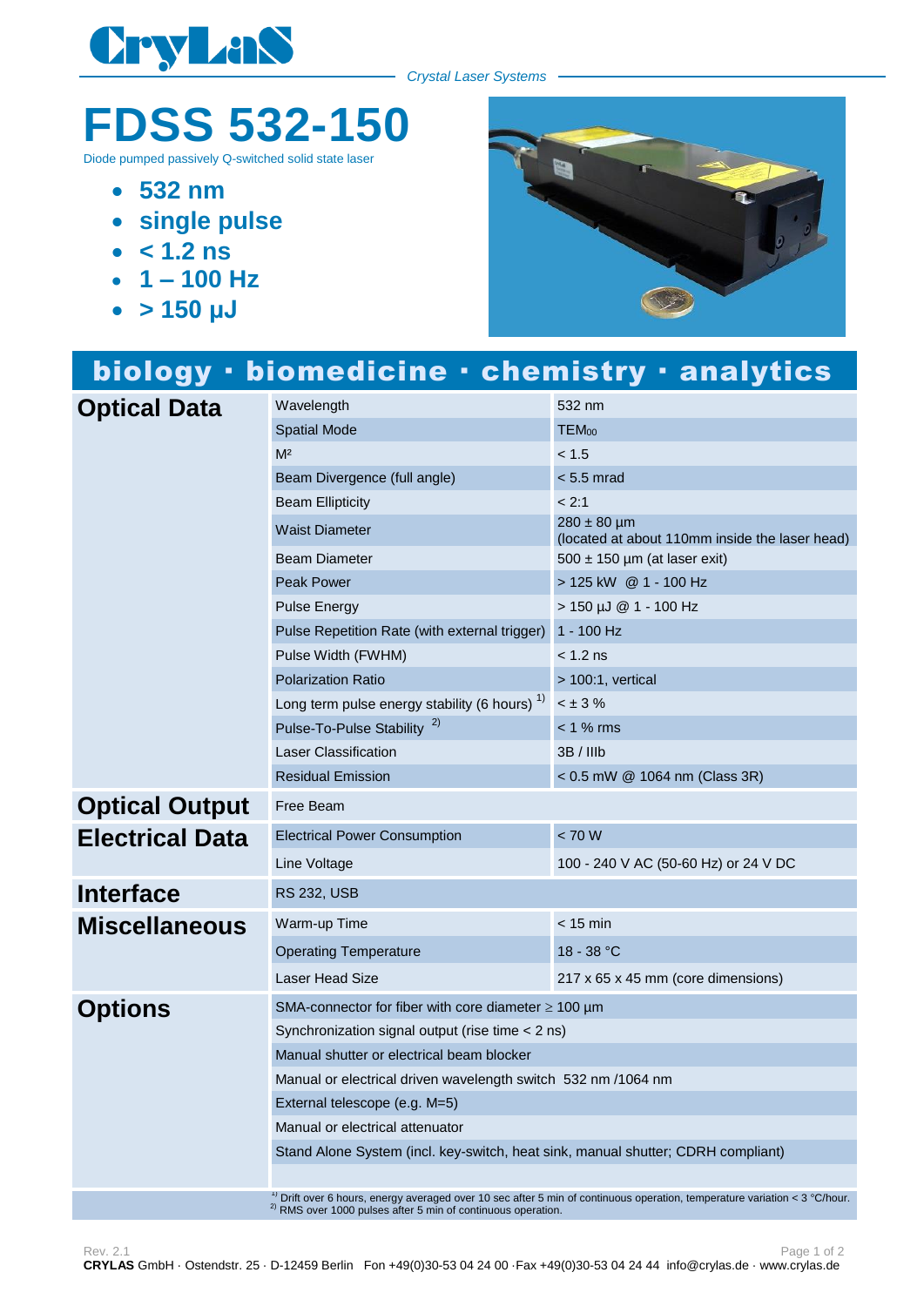CryLaS

*Crystal Laser Systems*

# FDSS 532-150

Diode pumped passively Q-switched solid state laser

- **532 nm**
- **single pulse**
- **< 1.2 ns**
- **1 – 100 Hz**
- **> 150 µJ**

## biology · biomedicine · chemistry · analytics

| | | |
|---|---|---|
| **Optical Data** | Wavelength | 532 nm |
| | Spatial Mode | $TEM_{00}$ |
| | $M^2$ | < 1.5 |
| | Beam Divergence (full angle) | < 5.5 mrad |
| | Beam Ellipticity | < 2:1 |
| | Waist Diameter | 280 ± 80 µm (located at about 110mm inside the laser head) |
| | Beam Diameter | 500 ± 150 µm (at laser exit) |
| | Peak Power | > 125 kW @ 1 - 100 Hz |
| | Pulse Energy | > 150 µJ @ 1 - 100 Hz |
| | Pulse Repetition Rate (with external trigger) | 1 - 100 Hz |
| | Pulse Width (FWHM) | < 1.2 ns |
| | Polarization Ratio | > 100:1, vertical |
| | Long term pulse energy stability (6 hours) [1] | < ± 3 % |
| | Pulse-To-Pulse Stability [2] | < 1 % rms |
| | Laser Classification | 3B / IIIb |
| | Residual Emission | < 0.5 mW @ 1064 nm (Class 3R) |
| **Optical Output** | Free Beam | |
| **Electrical Data** | Electrical Power Consumption | < 70 W |
| | Line Voltage | 100 - 240 V AC (50-60 Hz) or 24 V DC |
| **Interface** | RS 232, USB | |
| **Miscellaneous** | Warm-up Time | < 15 min |
| | Operating Temperature | 18 - 38 °C |
| | Laser Head Size | 217 x 65 x 45 mm (core dimensions) |
| **Options** | SMA-connector for fiber with core diameter ≥ 100 µm | |
| | Synchronization signal output (rise time < 2 ns) | |
| | Manual shutter or electrical beam blocker | |
| | Manual or electrical driven wavelength switch 532 nm /1064 nm | |
| | External telescope (e.g. M=5) | |
| | Manual or electrical attenuator | |
| | Stand Alone System (incl. key-switch, heat sink, manual shutter; CDRH compliant) | |

[1] Drift over 6 hours, energy averaged over 10 sec after 5 min of continuous operation, temperature variation < 3 °C/hour.
[2] RMS over 1000 pulses after 5 min of continuous operation.

Rev. 2.1

**CRYLAS** GmbH · Ostendstr. 25 · D-12459 Berlin Fon +49(0)30-53 04 24 00 ·Fax +49(0)30-53 04 24 44 info@crylas.de · www.crylas.de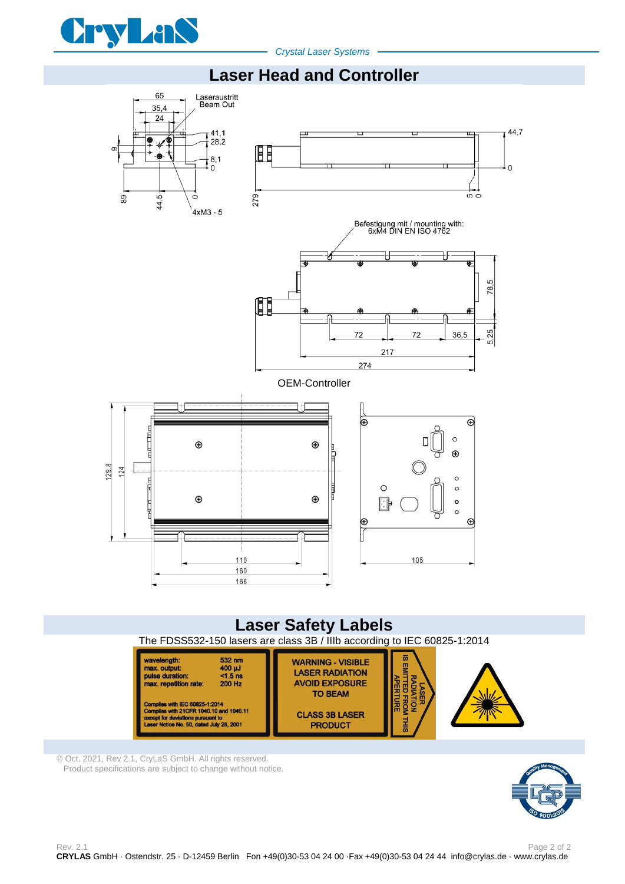## Laser Head and Controller

65
35,4
24
Laseraustritt
Beam Out
41,1
28,2
8,1
0
9
89
44,5
0
4xM3 - 5
279
44,7
0
5
0

Befestigung mit / mounting with:
6xM4 DIN EN ISO 4762

78,5
5,25
72
72
36,5
217
274

OEM-Controller

129,8
124
110
160
166
105

## Laser Safety Labels

The FDSS532-150 lasers are class 3B / IIIb according to IEC 60825-1:2014

| | |
|---|---|
| wavelength: | 532 nm |
| max. output: | 400 µJ |
| pulse duration: | <1.5 ns |
| max. repetition rate: | 200 Hz |

Complies with IEC 60825-1:2014
Complies with 21CFR 1040.10 and 1040.11 except for deviations pursuant to Laser Notice No. 50, dated July 26, 2001

WARNING - VISIBLE LASER RADIATION
AVOID EXPOSURE TO BEAM

CLASS 3B LASER PRODUCT

LASER RADIATION IS EMITTED FROM THIS APERTURE

© Oct. 2021, Rev 2.1, CryLaS GmbH. All rights reserved.
Product specifications are subject to change without notice.

Rev. 2.1

**CRYLAS** GmbH · Ostendstr. 25 · D-12459 Berlin Fon +49(0)30-53 04 24 00 ·Fax +49(0)30-53 04 24 44 info@crylas.de · www.crylas.de